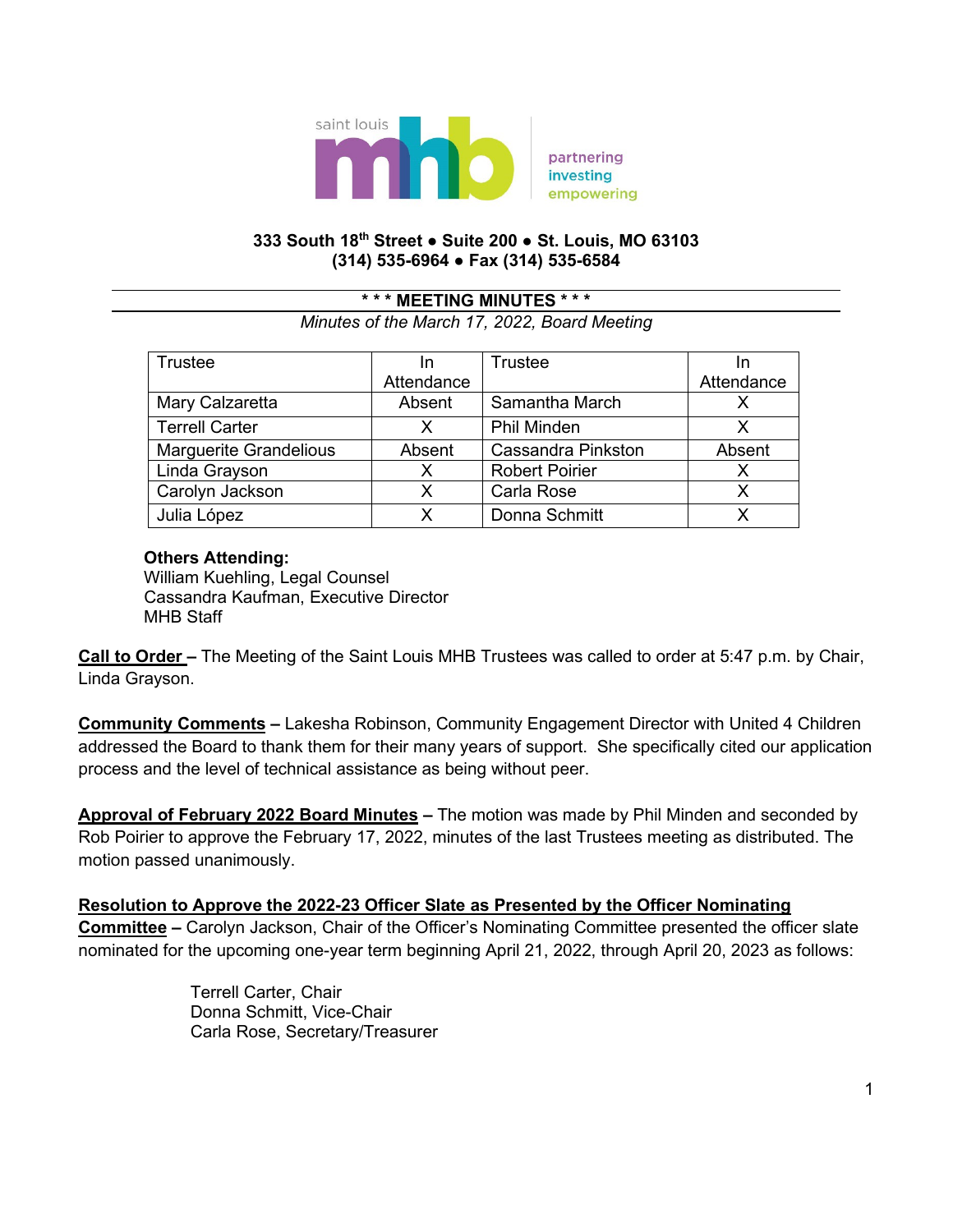saint louis mhb

partnering
investing
empowering

**333 South 18th Street ● Suite 200 ● St. Louis, MO 63103**
**(314) 535-6964 ● Fax (314) 535-6584**

**\* \* \* MEETING MINUTES \* \* \***

*Minutes of the March 17, 2022, Board Meeting*

| Trustee | In Attendance | Trustee | In Attendance |
|---|---|---|---|
| Mary Calzaretta | Absent | Samantha March | X |
| Terrell Carter | X | Phil Minden | X |
| Marguerite Grandelious | Absent | Cassandra Pinkston | Absent |
| Linda Grayson | X | Robert Poirier | X |
| Carolyn Jackson | X | Carla Rose | X |
| Julia López | X | Donna Schmitt | X |

**Others Attending:**
William Kuehling, Legal Counsel
Cassandra Kaufman, Executive Director
MHB Staff

**Call to Order –** The Meeting of the Saint Louis MHB Trustees was called to order at 5:47 p.m. by Chair, Linda Grayson.

**Community Comments –** Lakesha Robinson, Community Engagement Director with United 4 Children addressed the Board to thank them for their many years of support. She specifically cited our application process and the level of technical assistance as being without peer.

**Approval of February 2022 Board Minutes –** The motion was made by Phil Minden and seconded by Rob Poirier to approve the February 17, 2022, minutes of the last Trustees meeting as distributed. The motion passed unanimously.

**Resolution to Approve the 2022-23 Officer Slate as Presented by the Officer Nominating Committee –** Carolyn Jackson, Chair of the Officer's Nominating Committee presented the officer slate nominated for the upcoming one-year term beginning April 21, 2022, through April 20, 2023 as follows:

Terrell Carter, Chair
Donna Schmitt, Vice-Chair
Carla Rose, Secretary/Treasurer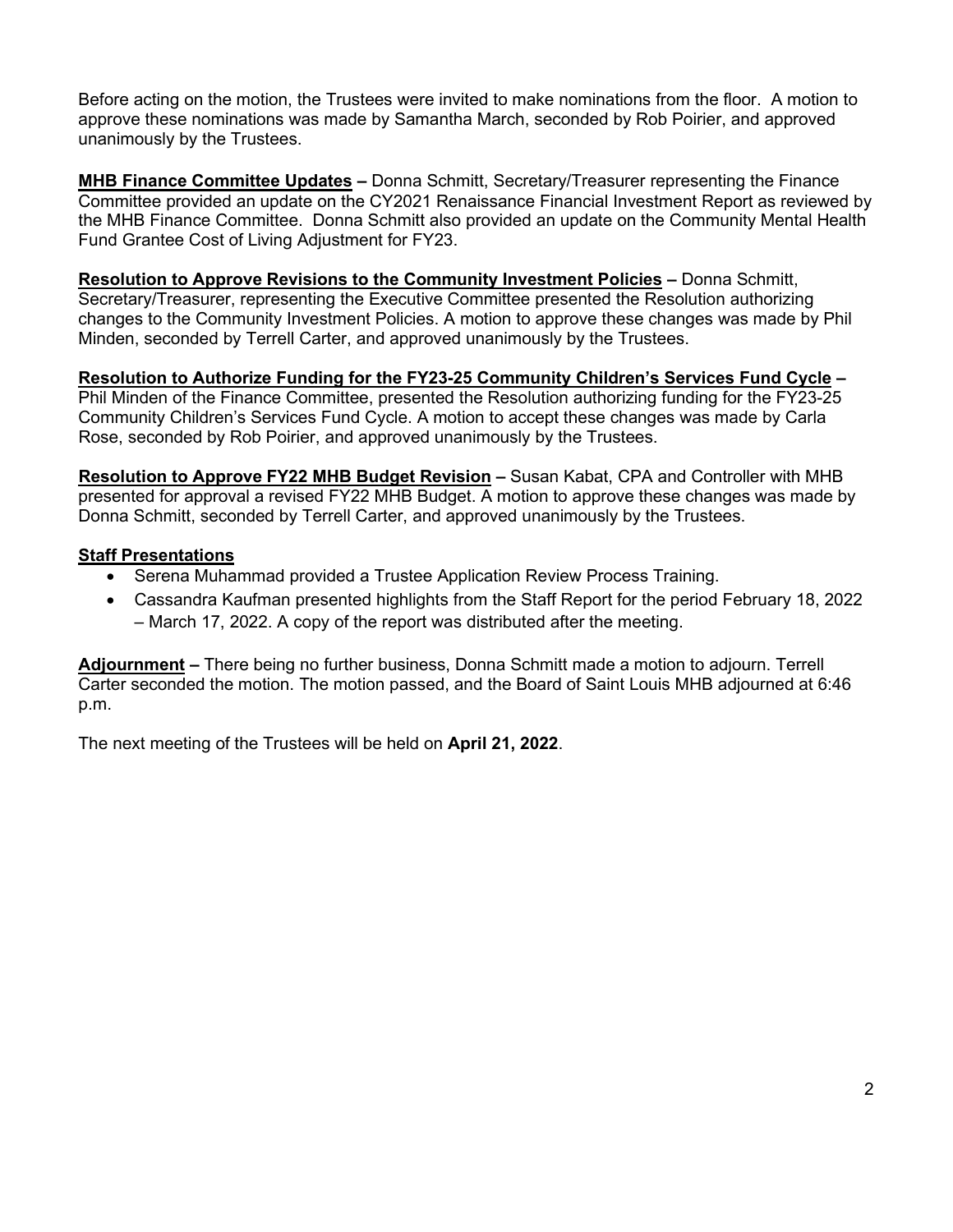Before acting on the motion, the Trustees were invited to make nominations from the floor. A motion to approve these nominations was made by Samantha March, seconded by Rob Poirier, and approved unanimously by the Trustees.

**MHB Finance Committee Updates –** Donna Schmitt, Secretary/Treasurer representing the Finance Committee provided an update on the CY2021 Renaissance Financial Investment Report as reviewed by the MHB Finance Committee. Donna Schmitt also provided an update on the Community Mental Health Fund Grantee Cost of Living Adjustment for FY23.

**Resolution to Approve Revisions to the Community Investment Policies –** Donna Schmitt, Secretary/Treasurer, representing the Executive Committee presented the Resolution authorizing changes to the Community Investment Policies. A motion to approve these changes was made by Phil Minden, seconded by Terrell Carter, and approved unanimously by the Trustees.

**Resolution to Authorize Funding for the FY23-25 Community Children's Services Fund Cycle –** Phil Minden of the Finance Committee, presented the Resolution authorizing funding for the FY23-25 Community Children's Services Fund Cycle. A motion to accept these changes was made by Carla Rose, seconded by Rob Poirier, and approved unanimously by the Trustees.

**Resolution to Approve FY22 MHB Budget Revision –** Susan Kabat, CPA and Controller with MHB presented for approval a revised FY22 MHB Budget. A motion to approve these changes was made by Donna Schmitt, seconded by Terrell Carter, and approved unanimously by the Trustees.

**Staff Presentations**

- Serena Muhammad provided a Trustee Application Review Process Training.
- Cassandra Kaufman presented highlights from the Staff Report for the period February 18, 2022 – March 17, 2022. A copy of the report was distributed after the meeting.

**Adjournment –** There being no further business, Donna Schmitt made a motion to adjourn. Terrell Carter seconded the motion. The motion passed, and the Board of Saint Louis MHB adjourned at 6:46 p.m.

The next meeting of the Trustees will be held on **April 21, 2022**.